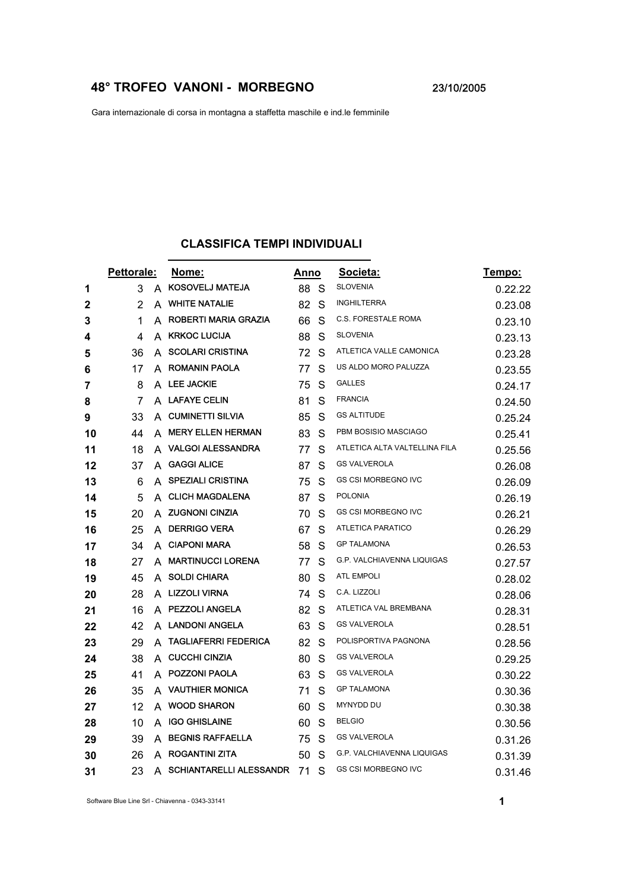# 48° TROFEO VANONI - MORBEGNO

23/10/2005

Gara internazionale di corsa in montagna a staffetta maschile e ind.le femminile

## CLASSIFICA TEMPI INDIVIDUALI

| | Pettorale: | | Nome: | Anno | | Societa: | Tempo: |
|---|---|---|---|---|---|---|---|
| **1** | 3 | A | KOSOVELJ MATEJA | 88 | S | SLOVENIA | 0.22.22 |
| **2** | 2 | A | WHITE NATALIE | 82 | S | INGHILTERRA | 0.23.08 |
| **3** | 1 | A | ROBERTI MARIA GRAZIA | 66 | S | C.S. FORESTALE ROMA | 0.23.10 |
| **4** | 4 | A | KRKOC LUCIJA | 88 | S | SLOVENIA | 0.23.13 |
| **5** | 36 | A | SCOLARI CRISTINA | 72 | S | ATLETICA VALLE CAMONICA | 0.23.28 |
| **6** | 17 | A | ROMANIN PAOLA | 77 | S | US ALDO MORO PALUZZA | 0.23.55 |
| **7** | 8 | A | LEE JACKIE | 75 | S | GALLES | 0.24.17 |
| **8** | 7 | A | LAFAYE CELIN | 81 | S | FRANCIA | 0.24.50 |
| **9** | 33 | A | CUMINETTI SILVIA | 85 | S | GS ALTITUDE | 0.25.24 |
| **10** | 44 | A | MERY ELLEN HERMAN | 83 | S | PBM BOSISIO MASCIAGO | 0.25.41 |
| **11** | 18 | A | VALGOI ALESSANDRA | 77 | S | ATLETICA ALTA VALTELLINA FILA | 0.25.56 |
| **12** | 37 | A | GAGGI ALICE | 87 | S | GS VALVEROLA | 0.26.08 |
| **13** | 6 | A | SPEZIALI CRISTINA | 75 | S | GS CSI MORBEGNO IVC | 0.26.09 |
| **14** | 5 | A | CLICH MAGDALENA | 87 | S | POLONIA | 0.26.19 |
| **15** | 20 | A | ZUGNONI CINZIA | 70 | S | GS CSI MORBEGNO IVC | 0.26.21 |
| **16** | 25 | A | DERRIGO VERA | 67 | S | ATLETICA PARATICO | 0.26.29 |
| **17** | 34 | A | CIAPONI MARA | 58 | S | GP TALAMONA | 0.26.53 |
| **18** | 27 | A | MARTINUCCI LORENA | 77 | S | G.P. VALCHIAVENNA LIQUIGAS | 0.27.57 |
| **19** | 45 | A | SOLDI CHIARA | 80 | S | ATL EMPOLI | 0.28.02 |
| **20** | 28 | A | LIZZOLI VIRNA | 74 | S | C.A. LIZZOLI | 0.28.06 |
| **21** | 16 | A | PEZZOLI ANGELA | 82 | S | ATLETICA VAL BREMBANA | 0.28.31 |
| **22** | 42 | A | LANDONI ANGELA | 63 | S | GS VALVEROLA | 0.28.51 |
| **23** | 29 | A | TAGLIAFERRI FEDERICA | 82 | S | POLISPORTIVA PAGNONA | 0.28.56 |
| **24** | 38 | A | CUCCHI CINZIA | 80 | S | GS VALVEROLA | 0.29.25 |
| **25** | 41 | A | POZZONI PAOLA | 63 | S | GS VALVEROLA | 0.30.22 |
| **26** | 35 | A | VAUTHIER MONICA | 71 | S | GP TALAMONA | 0.30.36 |
| **27** | 12 | A | WOOD SHARON | 60 | S | MYNYDD DU | 0.30.38 |
| **28** | 10 | A | IGO GHISLAINE | 60 | S | BELGIO | 0.30.56 |
| **29** | 39 | A | BEGNIS RAFFAELLA | 75 | S | GS VALVEROLA | 0.31.26 |
| **30** | 26 | A | ROGANTINI ZITA | 50 | S | G.P. VALCHIAVENNA LIQUIGAS | 0.31.39 |
| **31** | 23 | A | SCHIANTARELLI ALESSANDR | 71 | S | GS CSI MORBEGNO IVC | 0.31.46 |

Software Blue Line Srl - Chiavenna - 0343-33141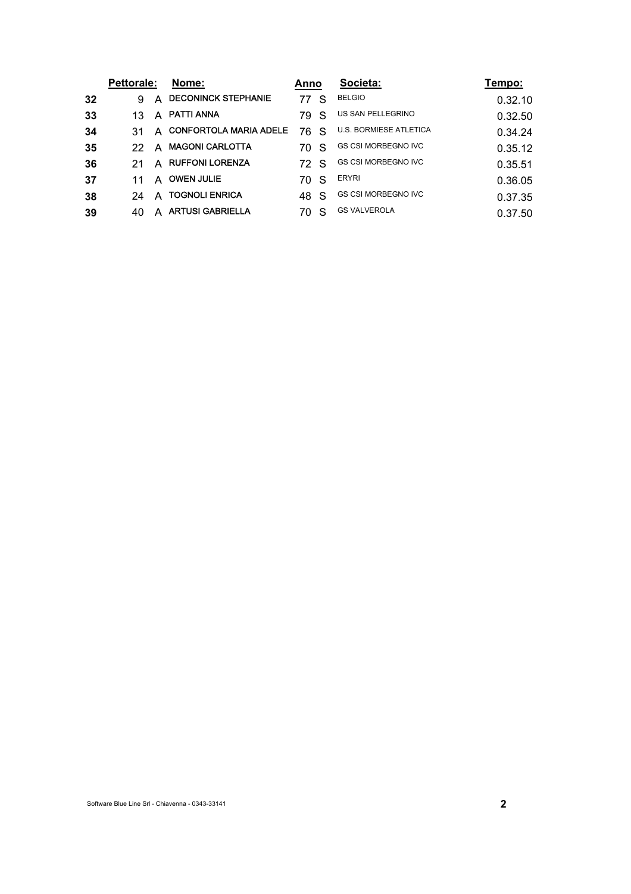| | Pettorale: | | Nome: | Anno | | Societa: | Tempo: |
|---|---|---|---|---|---|---|---|
| **32** | 9 | A | DECONINCK STEPHANIE | 77 | S | BELGIO | 0.32.10 |
| **33** | 13 | A | PATTI ANNA | 79 | S | US SAN PELLEGRINO | 0.32.50 |
| **34** | 31 | A | CONFORTOLA MARIA ADELE | 76 | S | U.S. BORMIESE ATLETICA | 0.34.24 |
| **35** | 22 | A | MAGONI CARLOTTA | 70 | S | GS CSI MORBEGNO IVC | 0.35.12 |
| **36** | 21 | A | RUFFONI LORENZA | 72 | S | GS CSI MORBEGNO IVC | 0.35.51 |
| **37** | 11 | A | OWEN JULIE | 70 | S | ERYRI | 0.36.05 |
| **38** | 24 | A | TOGNOLI ENRICA | 48 | S | GS CSI MORBEGNO IVC | 0.37.35 |
| **39** | 40 | A | ARTUSI GABRIELLA | 70 | S | GS VALVEROLA | 0.37.50 |